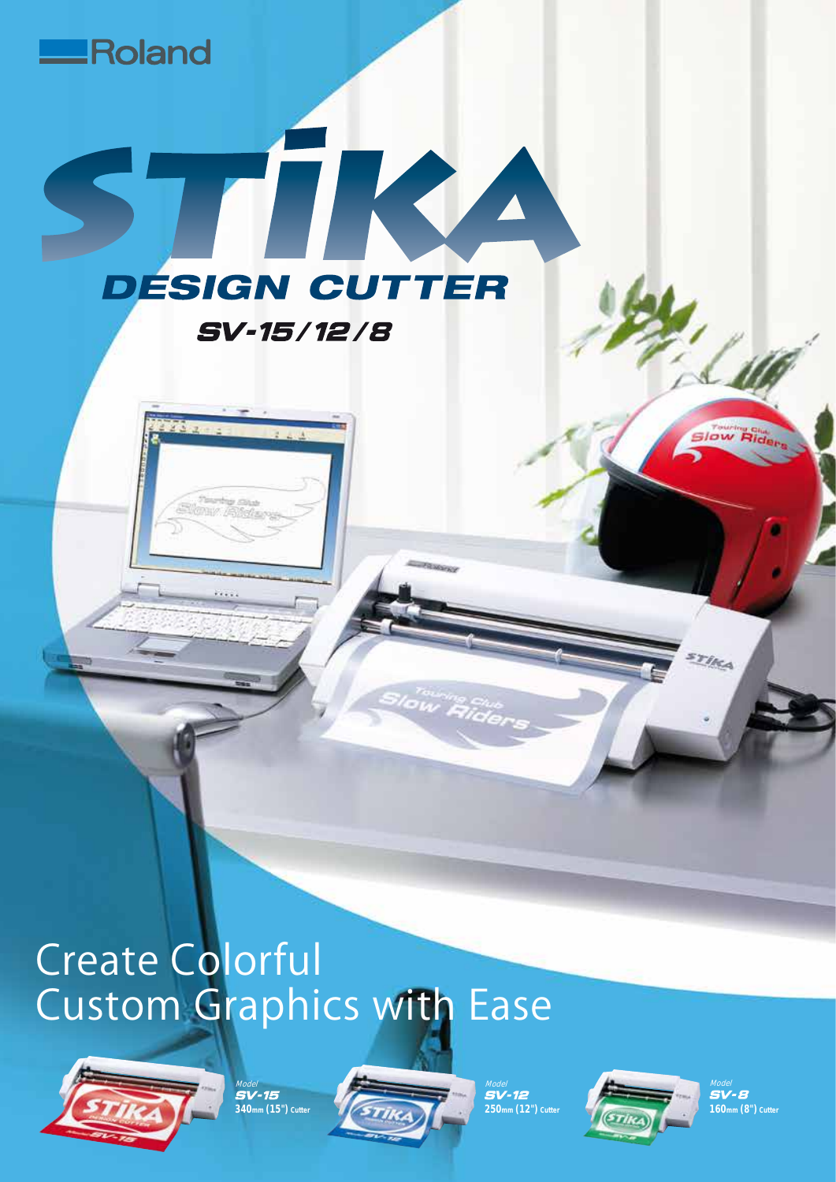Roland

# STIKA

## DESIGN CUTTER

### SV-15/12/8

# Create Colorful Custom Graphics with Ease

*Model*
**SV-15**
340mm (15") Cutter

*Model*
**SV-12**
250mm (12") Cutter

*Model*
**SV-8**
160mm (8") Cutter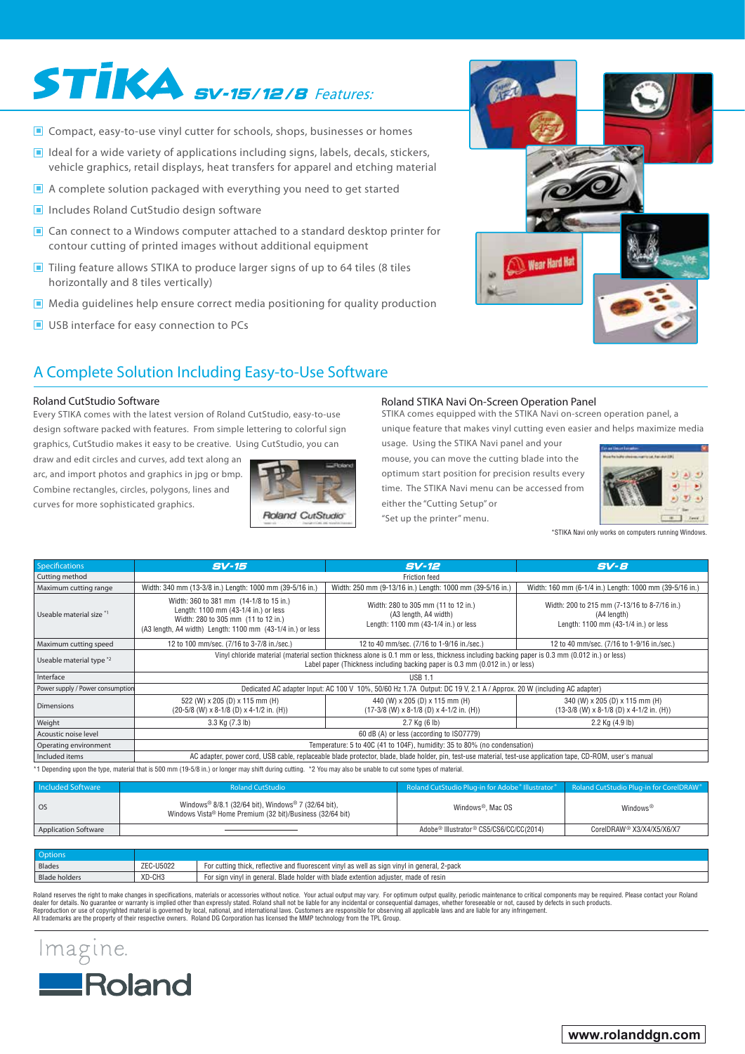# STIKA SV-15/12/8 Features:

- Compact, easy-to-use vinyl cutter for schools, shops, businesses or homes
- Ideal for a wide variety of applications including signs, labels, decals, stickers, vehicle graphics, retail displays, heat transfers for apparel and etching material
- A complete solution packaged with everything you need to get started
- Includes Roland CutStudio design software
- Can connect to a Windows computer attached to a standard desktop printer for contour cutting of printed images without additional equipment
- Tiling feature allows STIKA to produce larger signs of up to 64 tiles (8 tiles horizontally and 8 tiles vertically)
- Media guidelines help ensure correct media positioning for quality production
- USB interface for easy connection to PCs

## A Complete Solution Including Easy-to-Use Software

### Roland CutStudio Software

Every STIKA comes with the latest version of Roland CutStudio, easy-to-use design software packed with features. From simple lettering to colorful sign graphics, CutStudio makes it easy to be creative. Using CutStudio, you can draw and edit circles and curves, add text along an arc, and import photos and graphics in jpg or bmp. Combine rectangles, circles, polygons, lines and curves for more sophisticated graphics.

### Roland STIKA Navi On-Screen Operation Panel

STIKA comes equipped with the STIKA Navi on-screen operation panel, a unique feature that makes vinyl cutting even easier and helps maximize media usage. Using the STIKA Navi panel and your mouse, you can move the cutting blade into the optimum start position for precision results every time. The STIKA Navi menu can be accessed from either the "Cutting Setup" or "Set up the printer" menu.

*STIKA Navi only works on computers running Windows.

| Specifications | SV-15 | SV-12 | SV-8 |
|---|---|---|---|
| Cutting method | Friction feed | | |
| Maximum cutting range | Width: 340 mm (13-3/8 in.) Length: 1000 mm (39-5/16 in.) | Width: 250 mm (9-13/16 in.) Length: 1000 mm (39-5/16 in.) | Width: 160 mm (6-1/4 in.) Length: 1000 mm (39-5/16 in.) |
| Useable material size *1 | Width: 360 to 381 mm (14-1/8 to 15 in.) Length: 1100 mm (43-1/4 in.) or less Width: 280 to 305 mm (11 to 12 in.) (A3 length, A4 width) Length: 1100 mm (43-1/4 in.) or less | Width: 280 to 305 mm (11 to 12 in.) (A3 length, A4 width) Length: 1100 mm (43-1/4 in.) or less | Width: 200 to 215 mm (7-13/16 to 8-7/16 in.) (A4 length) Length: 1100 mm (43-1/4 in.) or less |
| Maximum cutting speed | 12 to 100 mm/sec. (7/16 to 3-7/8 in./sec.) | 12 to 40 mm/sec. (7/16 to 1-9/16 in./sec.) | 12 to 40 mm/sec. (7/16 to 1-9/16 in./sec.) |
| Useable material type *2 | Vinyl chloride material (material section thickness alone is 0.1 mm or less, thickness including backing paper is 0.3 mm (0.012 in.) or less) Label paper (Thickness including backing paper is 0.3 mm (0.012 in.) or less) | | |
| Interface | USB 1.1 | | |
| Power supply / Power consumption | Dedicated AC adapter Input: AC 100 V 10%, 50/60 Hz 1.7A Output: DC 19 V, 2.1 A / Approx. 20 W (including AC adapter) | | |
| Dimensions | 522 (W) x 205 (D) x 115 mm (H) (20-5/8 (W) x 8-1/8 (D) x 4-1/2 in. (H)) | 440 (W) x 205 (D) x 115 mm (H) (17-3/8 (W) x 8-1/8 (D) x 4-1/2 in. (H)) | 340 (W) x 205 (D) x 115 mm (H) (13-3/8 (W) x 8-1/8 (D) x 4-1/2 in. (H)) |
| Weight | 3.3 Kg (7.3 lb) | 2.7 Kg (6 lb) | 2.2 Kg (4.9 lb) |
| Acoustic noise level | 60 dB (A) or less (according to ISO7779) | | |
| Operating environment | Temperature: 5 to 40C (41 to 104F), humidity: 35 to 80% (no condensation) | | |
| Included items | AC adapter, power cord, USB cable, replaceable blade protector, blade, blade holder, pin, test-use material, test-use application tape, CD-ROM, user's manual | | |

*1 Depending upon the type, material that is 500 mm (19-5/8 in.) or longer may shift during cutting. *2 You may also be unable to cut some types of material.

| Included Software | Roland CutStudio | Roland CutStudio Plug-in for Adobe® Illustrator® | Roland CutStudio Plug-in for CorelDRAW® |
|---|---|---|---|
| OS | Windows® 8/8.1 (32/64 bit), Windows® 7 (32/64 bit), Windows Vista® Home Premium (32 bit)/Business (32/64 bit) | Windows®, Mac OS | Windows® |
| Application Software | ———————— | Adobe® Illustrator® CS5/CS6/CC/CC(2014) | CorelDRAW® X3/X4/X5/X6/X7 |

| Options | | |
|---|---|---|
| Blades | ZEC-U5022 | For cutting thick, reflective and fluorescent vinyl as well as sign vinyl in general, 2-pack |
| Blade holders | XD-CH3 | For sign vinyl in general. Blade holder with blade extention adjuster, made of resin |

Roland reserves the right to make changes in specifications, materials or accessories without notice. Your actual output may vary. For optimum output quality, periodic maintenance to critical components may be required. Please contact your Roland dealer for details. No guarantee or warranty is implied other than expressly stated. Roland shall not be liable for any incidental or consequential damages, whether foreseeable or not, caused by defects in such products. Reproduction or use of copyrighted material is governed by local, national, and international laws. Customers are responsible for observing all applicable laws and are liable for any infringement. All trademarks are the property of their respective owners. Roland DG Corporation has licensed the MMP technology from the TPL Group.

Imagine.

Roland

www.rolanddgn.com